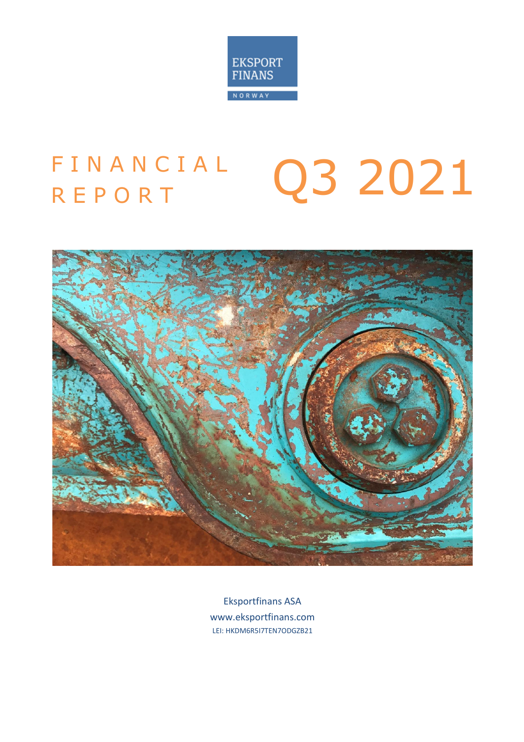EKSPORT FINANS NORWAY

# FINANCIAL REPORT Q3 2021

Eksportfinans ASA
www.eksportfinans.com
LEI: HKDM6R5I7TEN7ODGZB21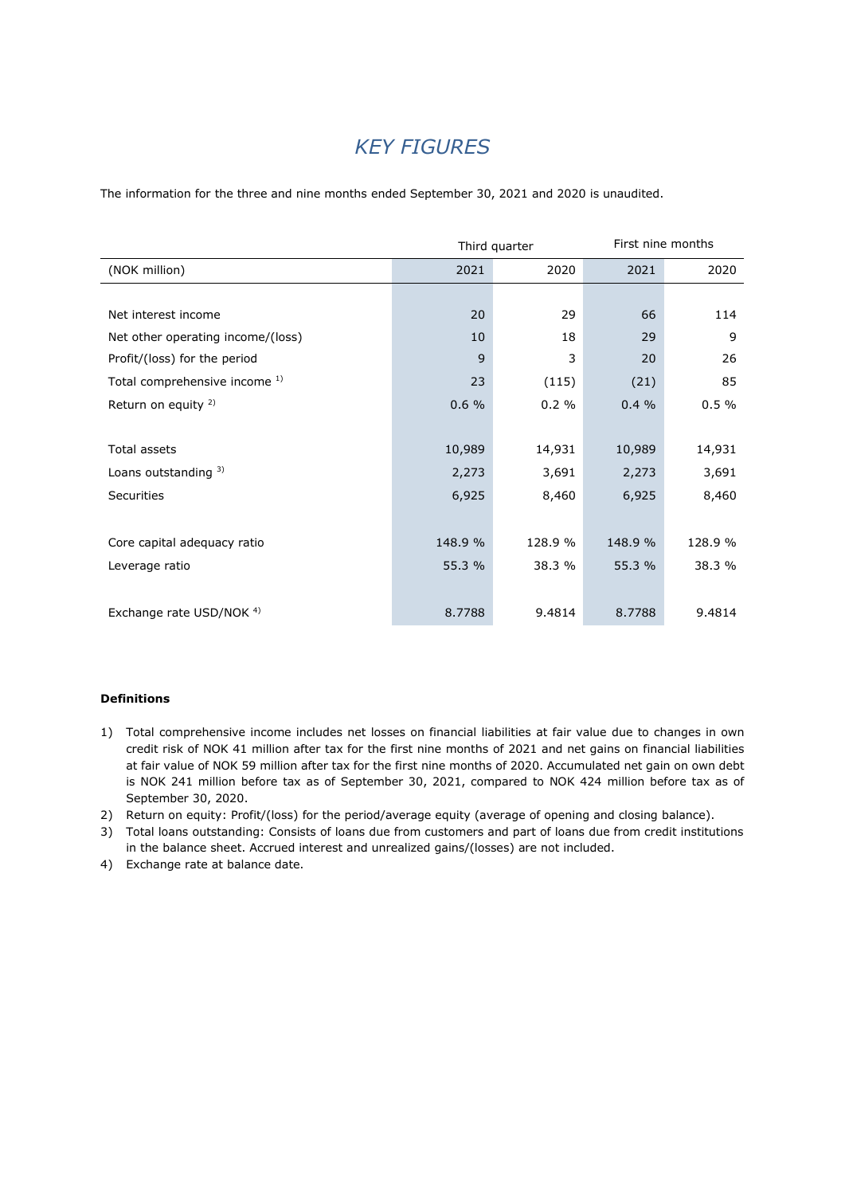# KEY FIGURES

The information for the three and nine months ended September 30, 2021 and 2020 is unaudited.

| | Third quarter | | First nine months | |
|---|---|---|---|---|
| (NOK million) | 2021 | 2020 | 2021 | 2020 |
| Net interest income | 20 | 29 | 66 | 114 |
| Net other operating income/(loss) | 10 | 18 | 29 | 9 |
| Profit/(loss) for the period | 9 | 3 | 20 | 26 |
| Total comprehensive income [1] | 23 | (115) | (21) | 85 |
| Return on equity [2] | 0.6 % | 0.2 % | 0.4 % | 0.5 % |
| Total assets | 10,989 | 14,931 | 10,989 | 14,931 |
| Loans outstanding [3] | 2,273 | 3,691 | 2,273 | 3,691 |
| Securities | 6,925 | 8,460 | 6,925 | 8,460 |
| Core capital adequacy ratio | 148.9 % | 128.9 % | 148.9 % | 128.9 % |
| Leverage ratio | 55.3 % | 38.3 % | 55.3 % | 38.3 % |
| Exchange rate USD/NOK [4] | 8.7788 | 9.4814 | 8.7788 | 9.4814 |

**Definitions**

1) Total comprehensive income includes net losses on financial liabilities at fair value due to changes in own credit risk of NOK 41 million after tax for the first nine months of 2021 and net gains on financial liabilities at fair value of NOK 59 million after tax for the first nine months of 2020. Accumulated net gain on own debt is NOK 241 million before tax as of September 30, 2021, compared to NOK 424 million before tax as of September 30, 2020.
2) Return on equity: Profit/(loss) for the period/average equity (average of opening and closing balance).
3) Total loans outstanding: Consists of loans due from customers and part of loans due from credit institutions in the balance sheet. Accrued interest and unrealized gains/(losses) are not included.
4) Exchange rate at balance date.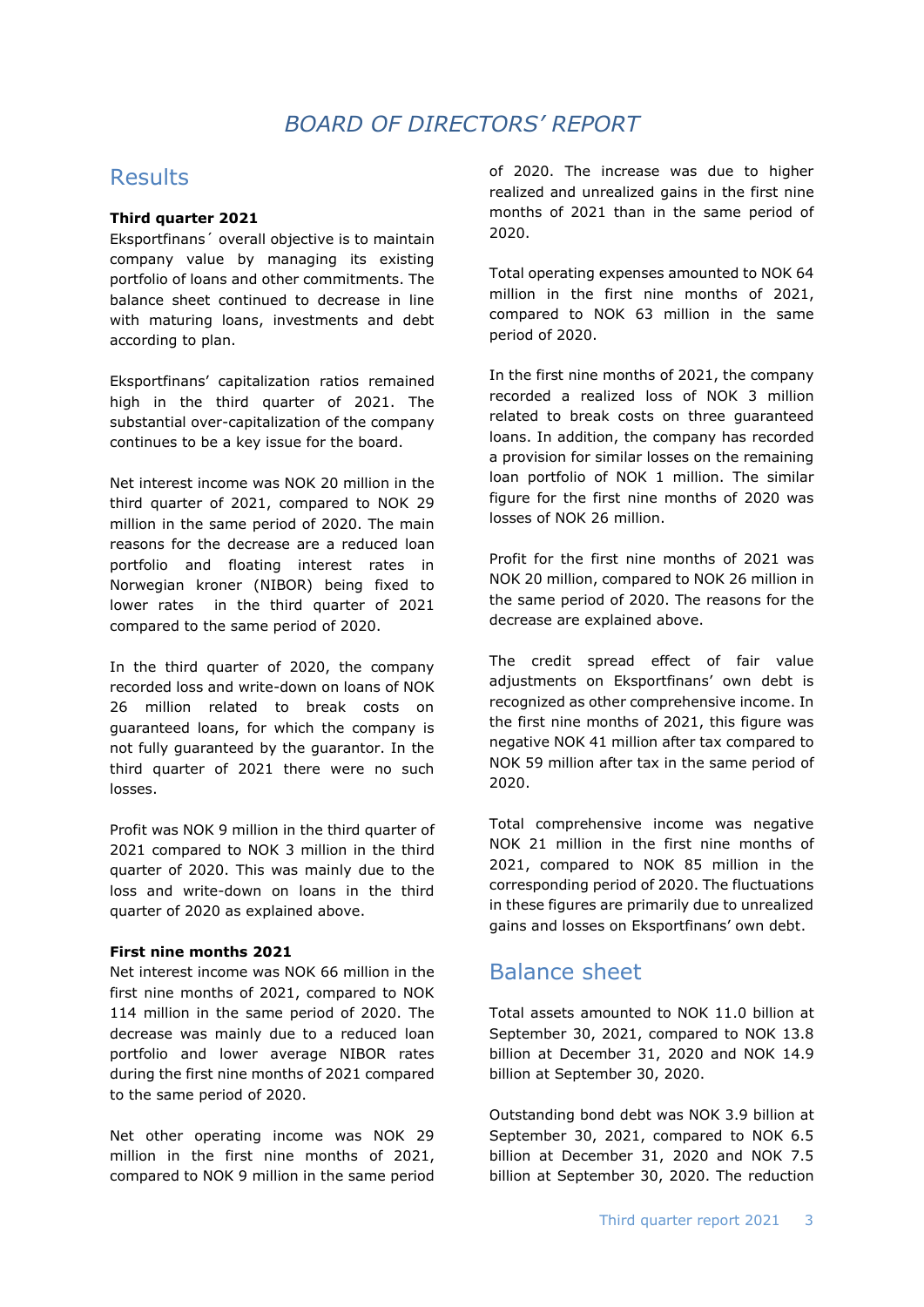# *BOARD OF DIRECTORS' REPORT*

## Results

**Third quarter 2021**

Eksportfinans´ overall objective is to maintain company value by managing its existing portfolio of loans and other commitments. The balance sheet continued to decrease in line with maturing loans, investments and debt according to plan.

Eksportfinans' capitalization ratios remained high in the third quarter of 2021. The substantial over-capitalization of the company continues to be a key issue for the board.

Net interest income was NOK 20 million in the third quarter of 2021, compared to NOK 29 million in the same period of 2020. The main reasons for the decrease are a reduced loan portfolio and floating interest rates in Norwegian kroner (NIBOR) being fixed to lower rates in the third quarter of 2021 compared to the same period of 2020.

In the third quarter of 2020, the company recorded loss and write-down on loans of NOK 26 million related to break costs on guaranteed loans, for which the company is not fully guaranteed by the guarantor. In the third quarter of 2021 there were no such losses.

Profit was NOK 9 million in the third quarter of 2021 compared to NOK 3 million in the third quarter of 2020. This was mainly due to the loss and write-down on loans in the third quarter of 2020 as explained above.

**First nine months 2021**

Net interest income was NOK 66 million in the first nine months of 2021, compared to NOK 114 million in the same period of 2020. The decrease was mainly due to a reduced loan portfolio and lower average NIBOR rates during the first nine months of 2021 compared to the same period of 2020.

Net other operating income was NOK 29 million in the first nine months of 2021, compared to NOK 9 million in the same period of 2020. The increase was due to higher realized and unrealized gains in the first nine months of 2021 than in the same period of 2020.

Total operating expenses amounted to NOK 64 million in the first nine months of 2021, compared to NOK 63 million in the same period of 2020.

In the first nine months of 2021, the company recorded a realized loss of NOK 3 million related to break costs on three guaranteed loans. In addition, the company has recorded a provision for similar losses on the remaining loan portfolio of NOK 1 million. The similar figure for the first nine months of 2020 was losses of NOK 26 million.

Profit for the first nine months of 2021 was NOK 20 million, compared to NOK 26 million in the same period of 2020. The reasons for the decrease are explained above.

The credit spread effect of fair value adjustments on Eksportfinans' own debt is recognized as other comprehensive income. In the first nine months of 2021, this figure was negative NOK 41 million after tax compared to NOK 59 million after tax in the same period of 2020.

Total comprehensive income was negative NOK 21 million in the first nine months of 2021, compared to NOK 85 million in the corresponding period of 2020. The fluctuations in these figures are primarily due to unrealized gains and losses on Eksportfinans' own debt.

## Balance sheet

Total assets amounted to NOK 11.0 billion at September 30, 2021, compared to NOK 13.8 billion at December 31, 2020 and NOK 14.9 billion at September 30, 2020.

Outstanding bond debt was NOK 3.9 billion at September 30, 2021, compared to NOK 6.5 billion at December 31, 2020 and NOK 7.5 billion at September 30, 2020. The reduction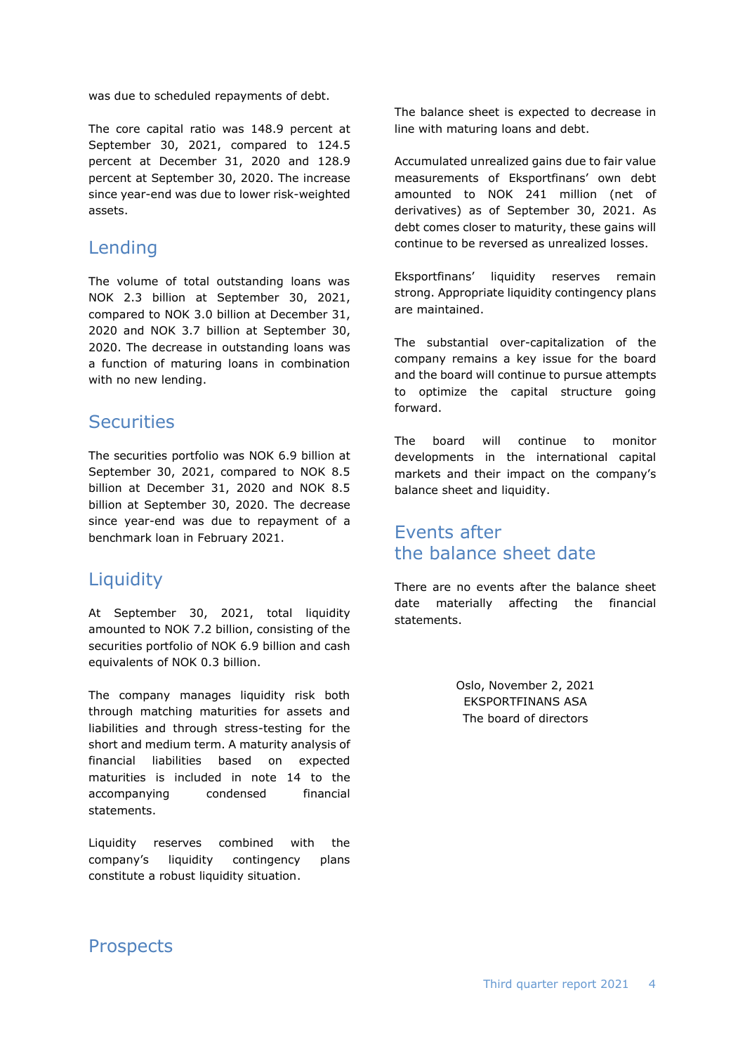was due to scheduled repayments of debt.

The core capital ratio was 148.9 percent at September 30, 2021, compared to 124.5 percent at December 31, 2020 and 128.9 percent at September 30, 2020. The increase since year-end was due to lower risk-weighted assets.

## Lending

The volume of total outstanding loans was NOK 2.3 billion at September 30, 2021, compared to NOK 3.0 billion at December 31, 2020 and NOK 3.7 billion at September 30, 2020. The decrease in outstanding loans was a function of maturing loans in combination with no new lending.

## Securities

The securities portfolio was NOK 6.9 billion at September 30, 2021, compared to NOK 8.5 billion at December 31, 2020 and NOK 8.5 billion at September 30, 2020. The decrease since year-end was due to repayment of a benchmark loan in February 2021.

## Liquidity

At September 30, 2021, total liquidity amounted to NOK 7.2 billion, consisting of the securities portfolio of NOK 6.9 billion and cash equivalents of NOK 0.3 billion.

The company manages liquidity risk both through matching maturities for assets and liabilities and through stress-testing for the short and medium term. A maturity analysis of financial liabilities based on expected maturities is included in note 14 to the accompanying condensed financial statements.

Liquidity reserves combined with the company's liquidity contingency plans constitute a robust liquidity situation.

## Prospects

The balance sheet is expected to decrease in line with maturing loans and debt.

Accumulated unrealized gains due to fair value measurements of Eksportfinans' own debt amounted to NOK 241 million (net of derivatives) as of September 30, 2021. As debt comes closer to maturity, these gains will continue to be reversed as unrealized losses.

Eksportfinans' liquidity reserves remain strong. Appropriate liquidity contingency plans are maintained.

The substantial over-capitalization of the company remains a key issue for the board and the board will continue to pursue attempts to optimize the capital structure going forward.

The board will continue to monitor developments in the international capital markets and their impact on the company's balance sheet and liquidity.

## Events after the balance sheet date

There are no events after the balance sheet date materially affecting the financial statements.

Oslo, November 2, 2021  
EKSPORTFINANS ASA  
The board of directors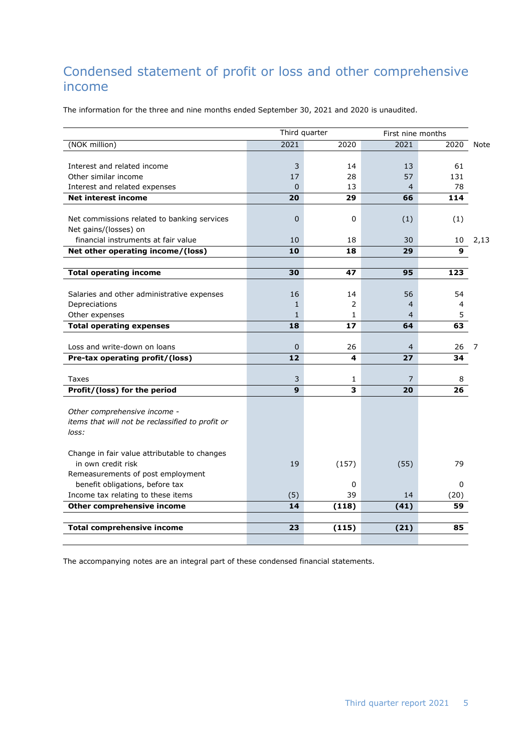# Condensed statement of profit or loss and other comprehensive income

The information for the three and nine months ended September 30, 2021 and 2020 is unaudited.

| | Third quarter | | First nine months | | |
|---|---|---|---|---|---|
| (NOK million) | 2021 | 2020 | 2021 | 2020 | Note |
| | | | | | |
| Interest and related income | 3 | 14 | 13 | 61 | |
| Other similar income | 17 | 28 | 57 | 131 | |
| Interest and related expenses | 0 | 13 | 4 | 78 | |
| **Net interest income** | **20** | **29** | **66** | **114** | |
| | | | | | |
| Net commissions related to banking services | 0 | 0 | (1) | (1) | |
| Net gains/(losses) on financial instruments at fair value | 10 | 18 | 30 | 10 | 2,13 |
| **Net other operating income/(loss)** | **10** | **18** | **29** | **9** | |
| | | | | | |
| **Total operating income** | **30** | **47** | **95** | **123** | |
| | | | | | |
| Salaries and other administrative expenses | 16 | 14 | 56 | 54 | |
| Depreciations | 1 | 2 | 4 | 4 | |
| Other expenses | 1 | 1 | 4 | 5 | |
| **Total operating expenses** | **18** | **17** | **64** | **63** | |
| | | | | | |
| Loss and write-down on loans | 0 | 26 | 4 | 26 | 7 |
| **Pre-tax operating profit/(loss)** | **12** | **4** | **27** | **34** | |
| | | | | | |
| Taxes | 3 | 1 | 7 | 8 | |
| **Profit/(loss) for the period** | **9** | **3** | **20** | **26** | |
| | | | | | |
| *Other comprehensive income - items that will not be reclassified to profit or loss:* | | | | | |
| | | | | | |
| Change in fair value attributable to changes in own credit risk | 19 | (157) | (55) | 79 | |
| Remeasurements of post employment benefit obligations, before tax | | 0 | | 0 | |
| Income tax relating to these items | (5) | 39 | 14 | (20) | |
| **Other comprehensive income** | **14** | **(118)** | **(41)** | **59** | |
| | | | | | |
| **Total comprehensive income** | **23** | **(115)** | **(21)** | **85** | |

The accompanying notes are an integral part of these condensed financial statements.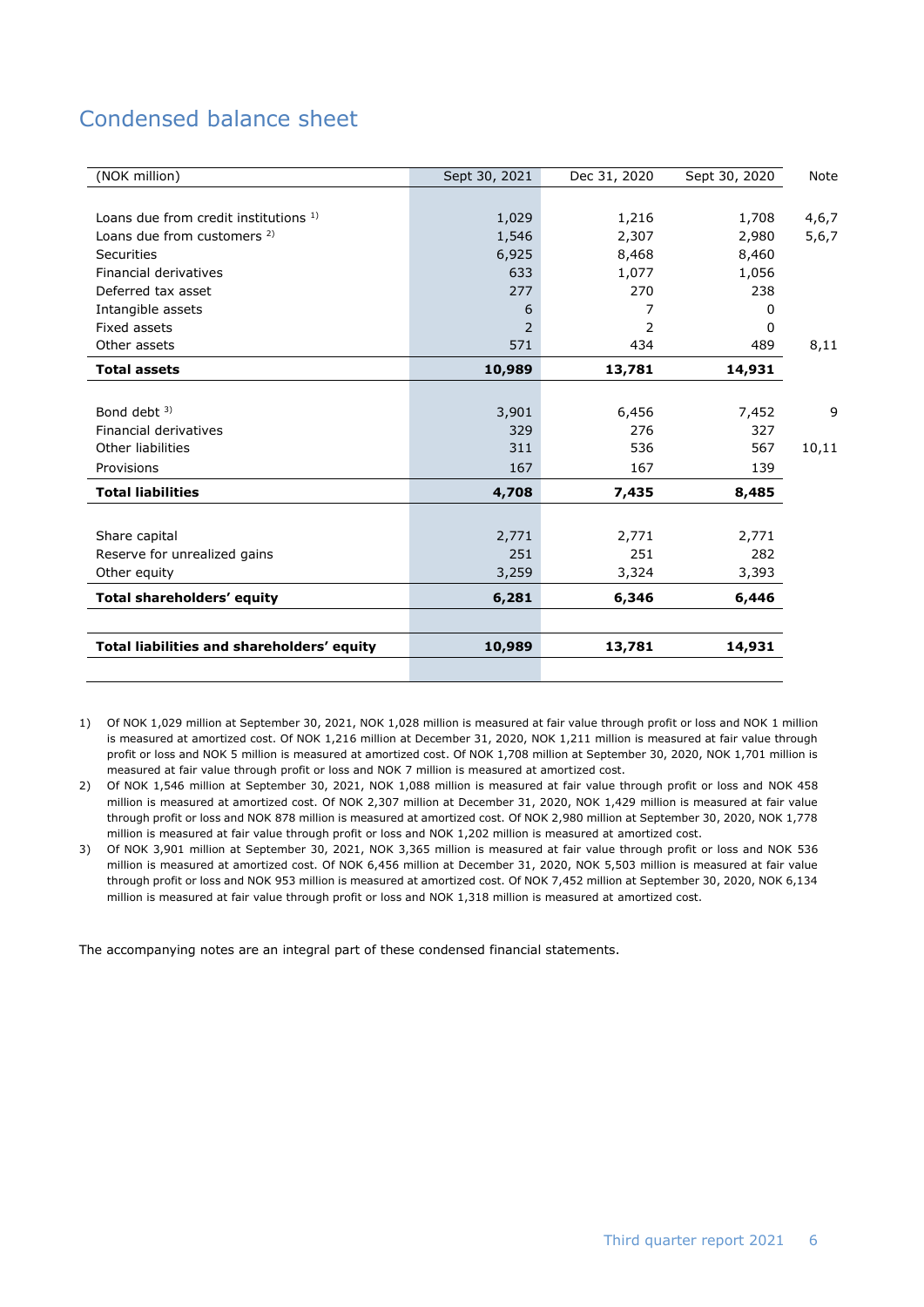## Condensed balance sheet

| (NOK million) | Sept 30, 2021 | Dec 31, 2020 | Sept 30, 2020 | Note |
|---|---|---|---|---|
| Loans due from credit institutions [1)] | 1,029 | 1,216 | 1,708 | 4,6,7 |
| Loans due from customers [2)] | 1,546 | 2,307 | 2,980 | 5,6,7 |
| Securities | 6,925 | 8,468 | 8,460 | |
| Financial derivatives | 633 | 1,077 | 1,056 | |
| Deferred tax asset | 277 | 270 | 238 | |
| Intangible assets | 6 | 7 | 0 | |
| Fixed assets | 2 | 2 | 0 | |
| Other assets | 571 | 434 | 489 | 8,11 |
| **Total assets** | **10,989** | **13,781** | **14,931** | |
| Bond debt [3)] | 3,901 | 6,456 | 7,452 | 9 |
| Financial derivatives | 329 | 276 | 327 | |
| Other liabilities | 311 | 536 | 567 | 10,11 |
| Provisions | 167 | 167 | 139 | |
| **Total liabilities** | **4,708** | **7,435** | **8,485** | |
| Share capital | 2,771 | 2,771 | 2,771 | |
| Reserve for unrealized gains | 251 | 251 | 282 | |
| Other equity | 3,259 | 3,324 | 3,393 | |
| **Total shareholders' equity** | **6,281** | **6,346** | **6,446** | |
| **Total liabilities and shareholders' equity** | **10,989** | **13,781** | **14,931** | |

1) Of NOK 1,029 million at September 30, 2021, NOK 1,028 million is measured at fair value through profit or loss and NOK 1 million is measured at amortized cost. Of NOK 1,216 million at December 31, 2020, NOK 1,211 million is measured at fair value through profit or loss and NOK 5 million is measured at amortized cost. Of NOK 1,708 million at September 30, 2020, NOK 1,701 million is measured at fair value through profit or loss and NOK 7 million is measured at amortized cost.

2) Of NOK 1,546 million at September 30, 2021, NOK 1,088 million is measured at fair value through profit or loss and NOK 458 million is measured at amortized cost. Of NOK 2,307 million at December 31, 2020, NOK 1,429 million is measured at fair value through profit or loss and NOK 878 million is measured at amortized cost. Of NOK 2,980 million at September 30, 2020, NOK 1,778 million is measured at fair value through profit or loss and NOK 1,202 million is measured at amortized cost.

3) Of NOK 3,901 million at September 30, 2021, NOK 3,365 million is measured at fair value through profit or loss and NOK 536 million is measured at amortized cost. Of NOK 6,456 million at December 31, 2020, NOK 5,503 million is measured at fair value through profit or loss and NOK 953 million is measured at amortized cost. Of NOK 7,452 million at September 30, 2020, NOK 6,134 million is measured at fair value through profit or loss and NOK 1,318 million is measured at amortized cost.

The accompanying notes are an integral part of these condensed financial statements.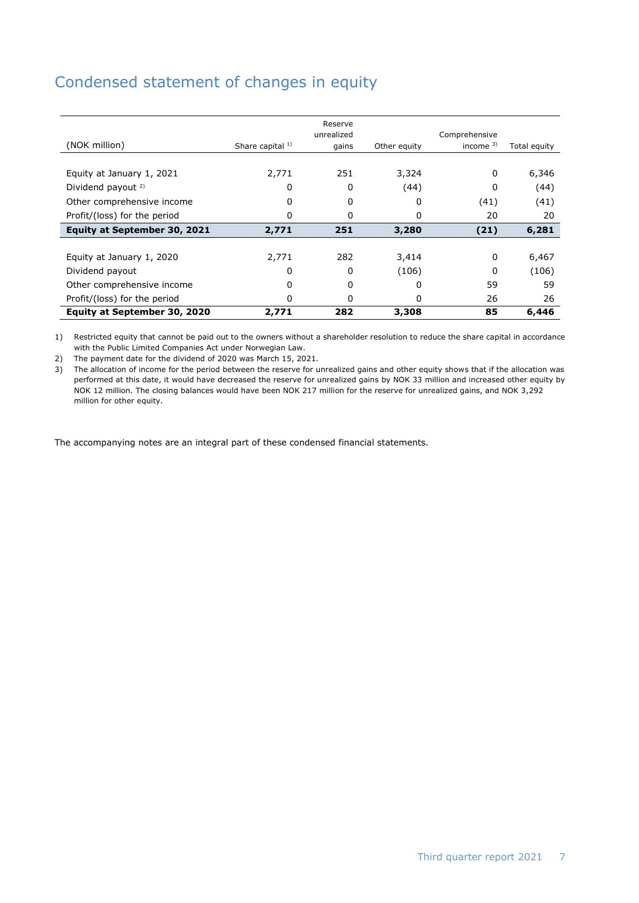# Condensed statement of changes in equity

| (NOK million) | Share capital [1)] | Reserve unrealized gains | Other equity | Comprehensive income [3)] | Total equity |
|---|---|---|---|---|---|
| Equity at January 1, 2021 | 2,771 | 251 | 3,324 | 0 | 6,346 |
| Dividend payout [2)] | 0 | 0 | (44) | 0 | (44) |
| Other comprehensive income | 0 | 0 | 0 | (41) | (41) |
| Profit/(loss) for the period | 0 | 0 | 0 | 20 | 20 |
| **Equity at September 30, 2021** | **2,771** | **251** | **3,280** | **(21)** | **6,281** |
| | | | | | |
| Equity at January 1, 2020 | 2,771 | 282 | 3,414 | 0 | 6,467 |
| Dividend payout | 0 | 0 | (106) | 0 | (106) |
| Other comprehensive income | 0 | 0 | 0 | 59 | 59 |
| Profit/(loss) for the period | 0 | 0 | 0 | 26 | 26 |
| **Equity at September 30, 2020** | **2,771** | **282** | **3,308** | **85** | **6,446** |

1) Restricted equity that cannot be paid out to the owners without a shareholder resolution to reduce the share capital in accordance with the Public Limited Companies Act under Norwegian Law.

2) The payment date for the dividend of 2020 was March 15, 2021.

3) The allocation of income for the period between the reserve for unrealized gains and other equity shows that if the allocation was performed at this date, it would have decreased the reserve for unrealized gains by NOK 33 million and increased other equity by NOK 12 million. The closing balances would have been NOK 217 million for the reserve for unrealized gains, and NOK 3,292 million for other equity.

The accompanying notes are an integral part of these condensed financial statements.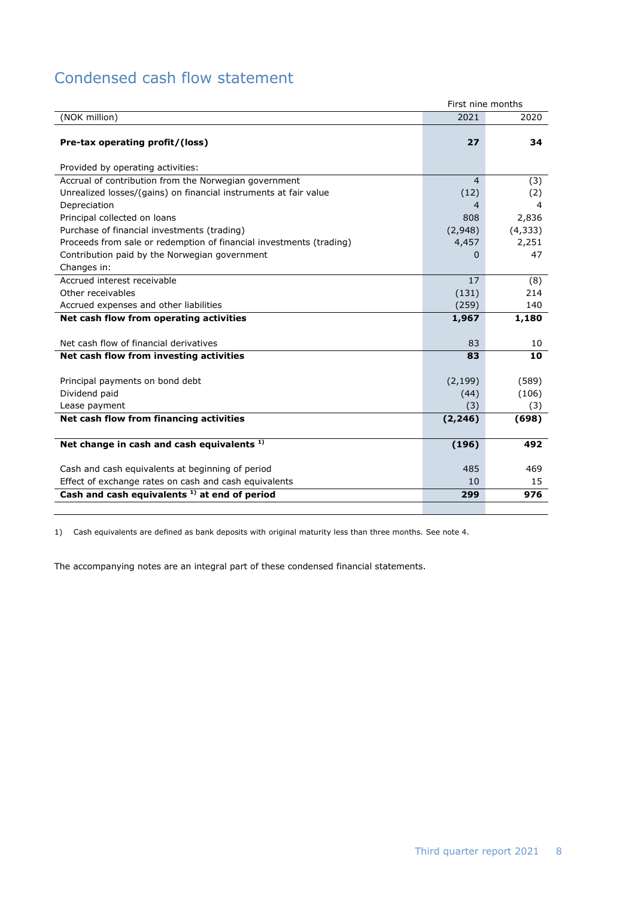# Condensed cash flow statement

| (NOK million) | First nine months 2021 | 2020 |
|---|---|---|
| **Pre-tax operating profit/(loss)** | **27** | **34** |
| Provided by operating activities: | | |
| Accrual of contribution from the Norwegian government | 4 | (3) |
| Unrealized losses/(gains) on financial instruments at fair value | (12) | (2) |
| Depreciation | 4 | 4 |
| Principal collected on loans | 808 | 2,836 |
| Purchase of financial investments (trading) | (2,948) | (4,333) |
| Proceeds from sale or redemption of financial investments (trading) | 4,457 | 2,251 |
| Contribution paid by the Norwegian government | 0 | 47 |
| Changes in: | | |
| Accrued interest receivable | 17 | (8) |
| Other receivables | (131) | 214 |
| Accrued expenses and other liabilities | (259) | 140 |
| **Net cash flow from operating activities** | **1,967** | **1,180** |
| Net cash flow of financial derivatives | 83 | 10 |
| **Net cash flow from investing activities** | **83** | **10** |
| Principal payments on bond debt | (2,199) | (589) |
| Dividend paid | (44) | (106) |
| Lease payment | (3) | (3) |
| **Net cash flow from financing activities** | **(2,246)** | **(698)** |
| **Net change in cash and cash equivalents [1]** | **(196)** | **492** |
| Cash and cash equivalents at beginning of period | 485 | 469 |
| Effect of exchange rates on cash and cash equivalents | 10 | 15 |
| **Cash and cash equivalents [1] at end of period** | **299** | **976** |

1) Cash equivalents are defined as bank deposits with original maturity less than three months. See note 4.

The accompanying notes are an integral part of these condensed financial statements.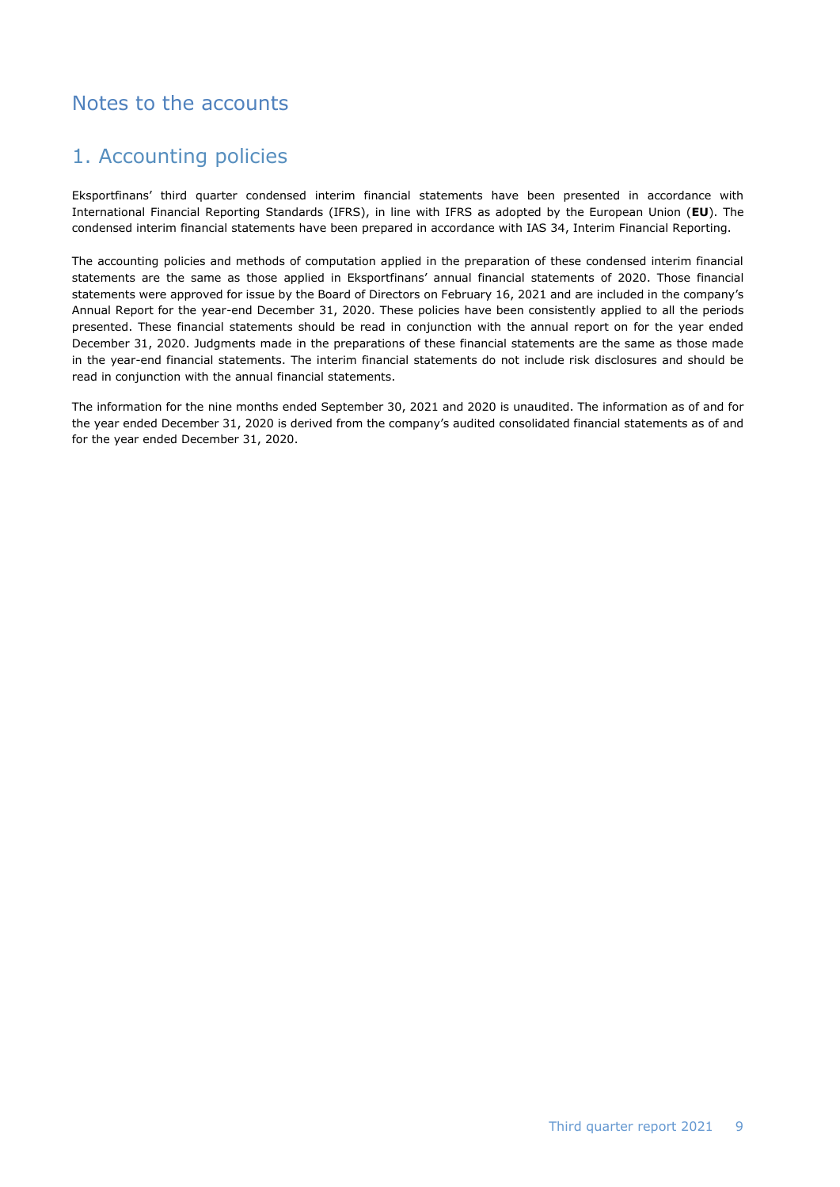# Notes to the accounts

## 1. Accounting policies

Eksportfinans' third quarter condensed interim financial statements have been presented in accordance with International Financial Reporting Standards (IFRS), in line with IFRS as adopted by the European Union (**EU**). The condensed interim financial statements have been prepared in accordance with IAS 34, Interim Financial Reporting.

The accounting policies and methods of computation applied in the preparation of these condensed interim financial statements are the same as those applied in Eksportfinans' annual financial statements of 2020. Those financial statements were approved for issue by the Board of Directors on February 16, 2021 and are included in the company's Annual Report for the year-end December 31, 2020. These policies have been consistently applied to all the periods presented. These financial statements should be read in conjunction with the annual report on for the year ended December 31, 2020. Judgments made in the preparations of these financial statements are the same as those made in the year-end financial statements. The interim financial statements do not include risk disclosures and should be read in conjunction with the annual financial statements.

The information for the nine months ended September 30, 2021 and 2020 is unaudited. The information as of and for the year ended December 31, 2020 is derived from the company's audited consolidated financial statements as of and for the year ended December 31, 2020.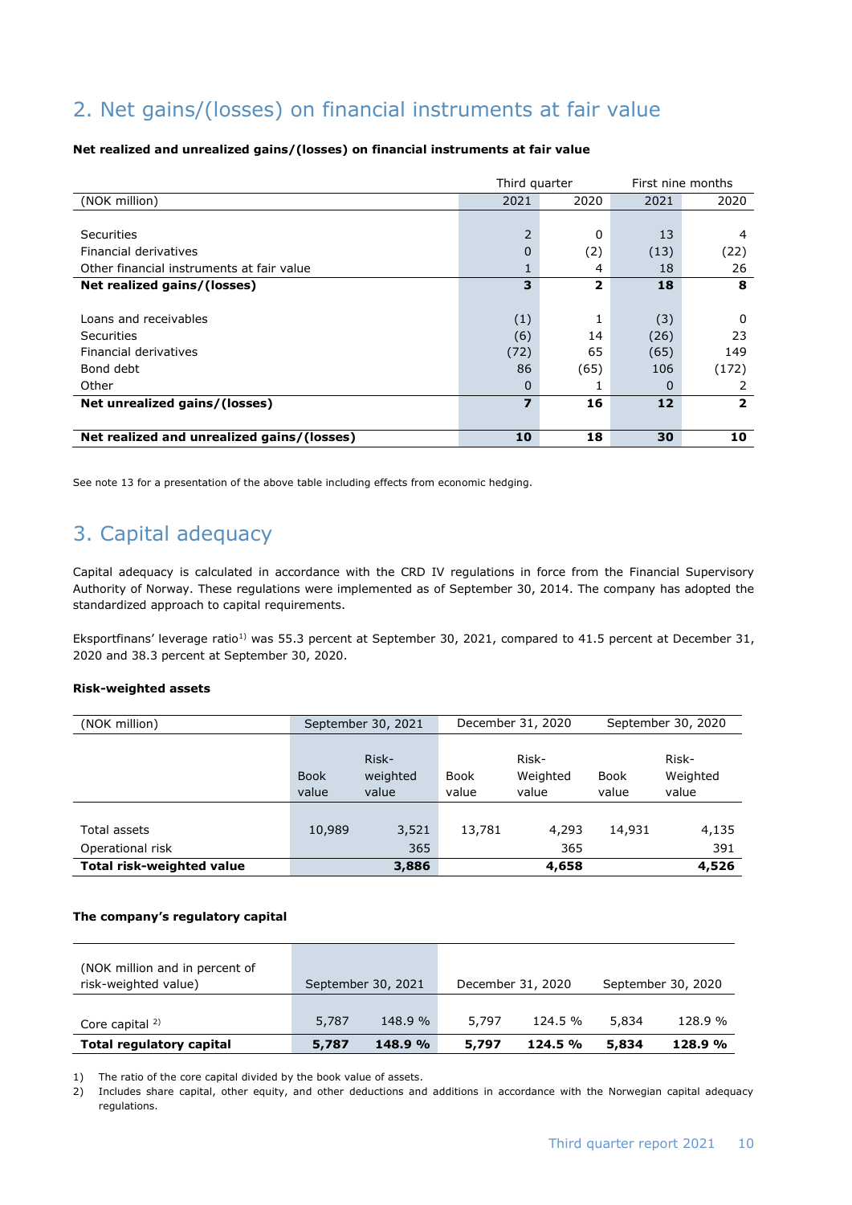## 2. Net gains/(losses) on financial instruments at fair value

**Net realized and unrealized gains/(losses) on financial instruments at fair value**

| | Third quarter | | First nine months | |
|---|---|---|---|---|
| (NOK million) | 2021 | 2020 | 2021 | 2020 |
| Securities | 2 | 0 | 13 | 4 |
| Financial derivatives | 0 | (2) | (13) | (22) |
| Other financial instruments at fair value | 1 | 4 | 18 | 26 |
| **Net realized gains/(losses)** | **3** | **2** | **18** | **8** |
| Loans and receivables | (1) | 1 | (3) | 0 |
| Securities | (6) | 14 | (26) | 23 |
| Financial derivatives | (72) | 65 | (65) | 149 |
| Bond debt | 86 | (65) | 106 | (172) |
| Other | 0 | 1 | 0 | 2 |
| **Net unrealized gains/(losses)** | **7** | **16** | **12** | **2** |
| **Net realized and unrealized gains/(losses)** | **10** | **18** | **30** | **10** |

See note 13 for a presentation of the above table including effects from economic hedging.

## 3. Capital adequacy

Capital adequacy is calculated in accordance with the CRD IV regulations in force from the Financial Supervisory Authority of Norway. These regulations were implemented as of September 30, 2014. The company has adopted the standardized approach to capital requirements.

Eksportfinans' leverage ratio[1] was 55.3 percent at September 30, 2021, compared to 41.5 percent at December 31, 2020 and 38.3 percent at September 30, 2020.

**Risk-weighted assets**

| (NOK million) | September 30, 2021 | | December 31, 2020 | | September 30, 2020 | |
|---|---|---|---|---|---|---|
| | Book value | Risk-weighted value | Book value | Risk-Weighted value | Book value | Risk-Weighted value |
| Total assets | 10,989 | 3,521 | 13,781 | 4,293 | 14,931 | 4,135 |
| Operational risk | | 365 | | 365 | | 391 |
| **Total risk-weighted value** | | **3,886** | | **4,658** | | **4,526** |

**The company's regulatory capital**

| (NOK million and in percent of risk-weighted value) | September 30, 2021 | | December 31, 2020 | | September 30, 2020 | |
|---|---|---|---|---|---|---|
| Core capital [2] | 5,787 | 148.9 % | 5,797 | 124.5 % | 5,834 | 128.9 % |
| **Total regulatory capital** | **5,787** | **148.9 %** | **5,797** | **124.5 %** | **5,834** | **128.9 %** |

1) The ratio of the core capital divided by the book value of assets.
2) Includes share capital, other equity, and other deductions and additions in accordance with the Norwegian capital adequacy regulations.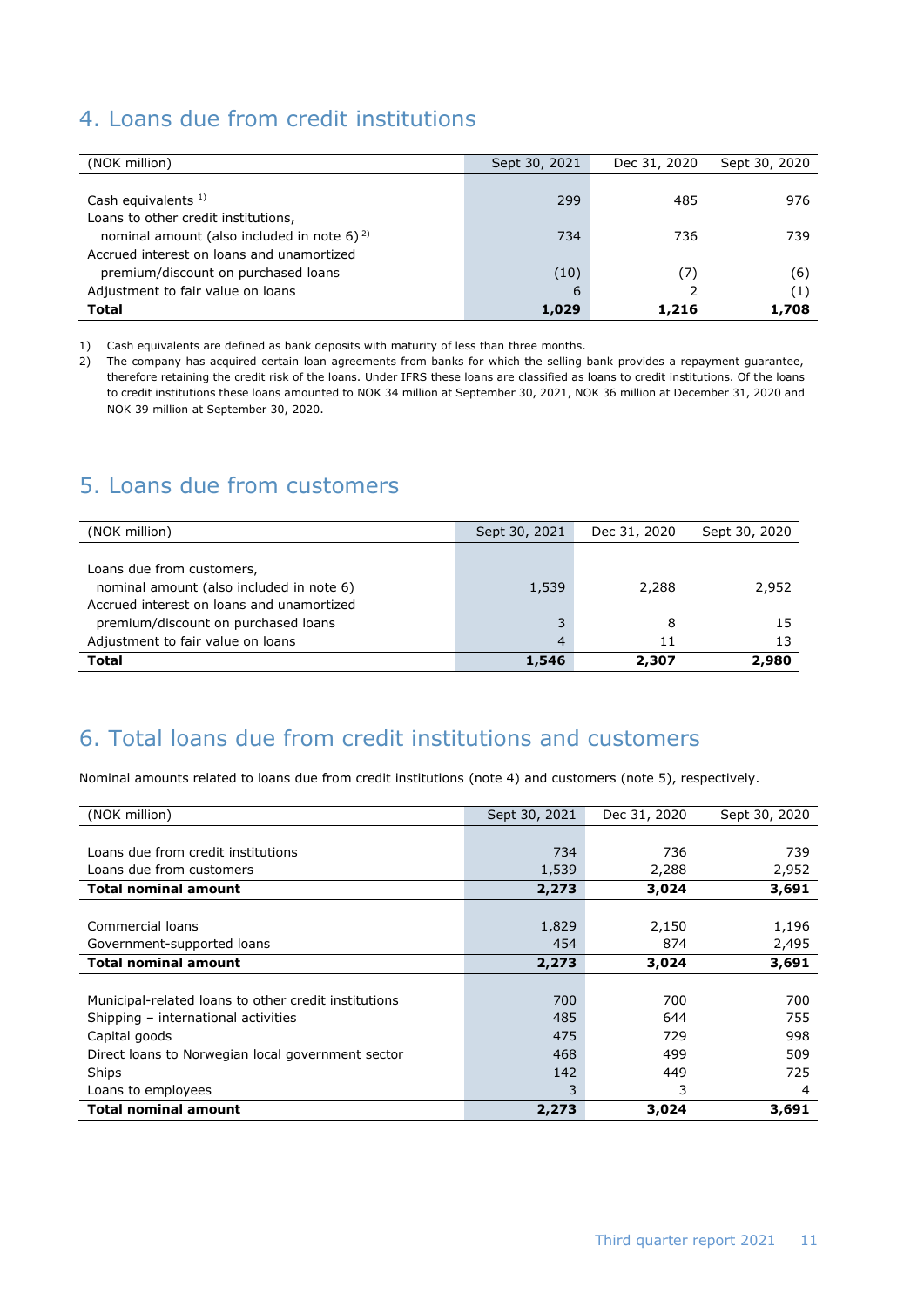## 4. Loans due from credit institutions

| (NOK million) | Sept 30, 2021 | Dec 31, 2020 | Sept 30, 2020 |
|---|---|---|---|
| Cash equivalents [1] | 299 | 485 | 976 |
| Loans to other credit institutions, nominal amount (also included in note 6) [2] | 734 | 736 | 739 |
| Accrued interest on loans and unamortized premium/discount on purchased loans | (10) | (7) | (6) |
| Adjustment to fair value on loans | 6 | 2 | (1) |
| **Total** | **1,029** | **1,216** | **1,708** |

1) Cash equivalents are defined as bank deposits with maturity of less than three months.
2) The company has acquired certain loan agreements from banks for which the selling bank provides a repayment guarantee, therefore retaining the credit risk of the loans. Under IFRS these loans are classified as loans to credit institutions. Of the loans to credit institutions these loans amounted to NOK 34 million at September 30, 2021, NOK 36 million at December 31, 2020 and NOK 39 million at September 30, 2020.

## 5. Loans due from customers

| (NOK million) | Sept 30, 2021 | Dec 31, 2020 | Sept 30, 2020 |
|---|---|---|---|
| Loans due from customers, nominal amount (also included in note 6) | 1,539 | 2,288 | 2,952 |
| Accrued interest on loans and unamortized premium/discount on purchased loans | 3 | 8 | 15 |
| Adjustment to fair value on loans | 4 | 11 | 13 |
| **Total** | **1,546** | **2,307** | **2,980** |

## 6. Total loans due from credit institutions and customers

Nominal amounts related to loans due from credit institutions (note 4) and customers (note 5), respectively.

| (NOK million) | Sept 30, 2021 | Dec 31, 2020 | Sept 30, 2020 |
|---|---|---|---|
| Loans due from credit institutions | 734 | 736 | 739 |
| Loans due from customers | 1,539 | 2,288 | 2,952 |
| **Total nominal amount** | **2,273** | **3,024** | **3,691** |
| | | | |
| Commercial loans | 1,829 | 2,150 | 1,196 |
| Government-supported loans | 454 | 874 | 2,495 |
| **Total nominal amount** | **2,273** | **3,024** | **3,691** |
| | | | |
| Municipal-related loans to other credit institutions | 700 | 700 | 700 |
| Shipping – international activities | 485 | 644 | 755 |
| Capital goods | 475 | 729 | 998 |
| Direct loans to Norwegian local government sector | 468 | 499 | 509 |
| Ships | 142 | 449 | 725 |
| Loans to employees | 3 | 3 | 4 |
| **Total nominal amount** | **2,273** | **3,024** | **3,691** |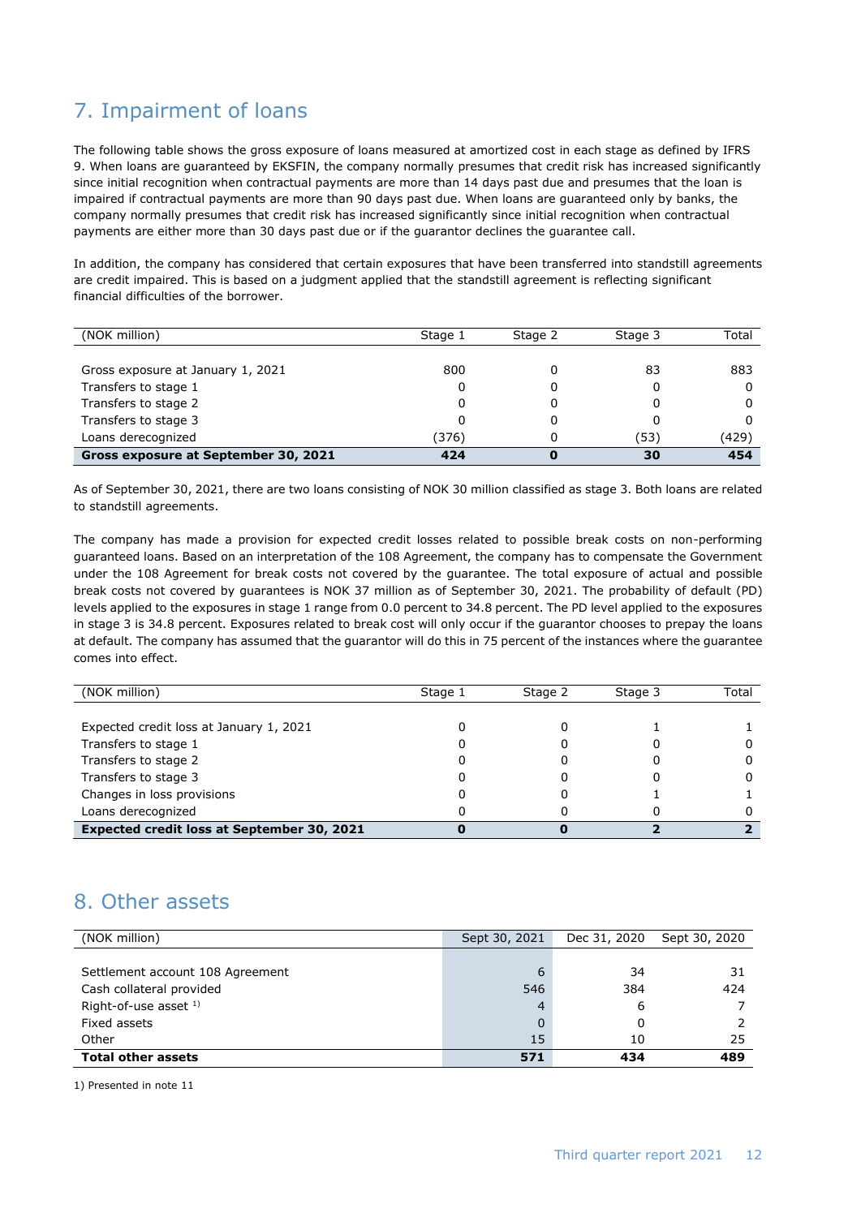## 7. Impairment of loans

The following table shows the gross exposure of loans measured at amortized cost in each stage as defined by IFRS 9. When loans are guaranteed by EKSFIN, the company normally presumes that credit risk has increased significantly since initial recognition when contractual payments are more than 14 days past due and presumes that the loan is impaired if contractual payments are more than 90 days past due. When loans are guaranteed only by banks, the company normally presumes that credit risk has increased significantly since initial recognition when contractual payments are either more than 30 days past due or if the guarantor declines the guarantee call.

In addition, the company has considered that certain exposures that have been transferred into standstill agreements are credit impaired. This is based on a judgment applied that the standstill agreement is reflecting significant financial difficulties of the borrower.

| (NOK million) | Stage 1 | Stage 2 | Stage 3 | Total |
|---|---|---|---|---|
| Gross exposure at January 1, 2021 | 800 | 0 | 83 | 883 |
| Transfers to stage 1 | 0 | 0 | 0 | 0 |
| Transfers to stage 2 | 0 | 0 | 0 | 0 |
| Transfers to stage 3 | 0 | 0 | 0 | 0 |
| Loans derecognized | (376) | 0 | (53) | (429) |
| **Gross exposure at September 30, 2021** | **424** | **0** | **30** | **454** |

As of September 30, 2021, there are two loans consisting of NOK 30 million classified as stage 3. Both loans are related to standstill agreements.

The company has made a provision for expected credit losses related to possible break costs on non-performing guaranteed loans. Based on an interpretation of the 108 Agreement, the company has to compensate the Government under the 108 Agreement for break costs not covered by the guarantee. The total exposure of actual and possible break costs not covered by guarantees is NOK 37 million as of September 30, 2021. The probability of default (PD) levels applied to the exposures in stage 1 range from 0.0 percent to 34.8 percent. The PD level applied to the exposures in stage 3 is 34.8 percent. Exposures related to break cost will only occur if the guarantor chooses to prepay the loans at default. The company has assumed that the guarantor will do this in 75 percent of the instances where the guarantee comes into effect.

| (NOK million) | Stage 1 | Stage 2 | Stage 3 | Total |
|---|---|---|---|---|
| Expected credit loss at January 1, 2021 | 0 | 0 | 1 | 1 |
| Transfers to stage 1 | 0 | 0 | 0 | 0 |
| Transfers to stage 2 | 0 | 0 | 0 | 0 |
| Transfers to stage 3 | 0 | 0 | 0 | 0 |
| Changes in loss provisions | 0 | 0 | 1 | 1 |
| Loans derecognized | 0 | 0 | 0 | 0 |
| **Expected credit loss at September 30, 2021** | **0** | **0** | **2** | **2** |

## 8. Other assets

| (NOK million) | Sept 30, 2021 | Dec 31, 2020 | Sept 30, 2020 |
|---|---|---|---|
| Settlement account 108 Agreement | 6 | 34 | 31 |
| Cash collateral provided | 546 | 384 | 424 |
| Right-of-use asset [1] | 4 | 6 | 7 |
| Fixed assets | 0 | 0 | 2 |
| Other | 15 | 10 | 25 |
| **Total other assets** | **571** | **434** | **489** |

1) Presented in note 11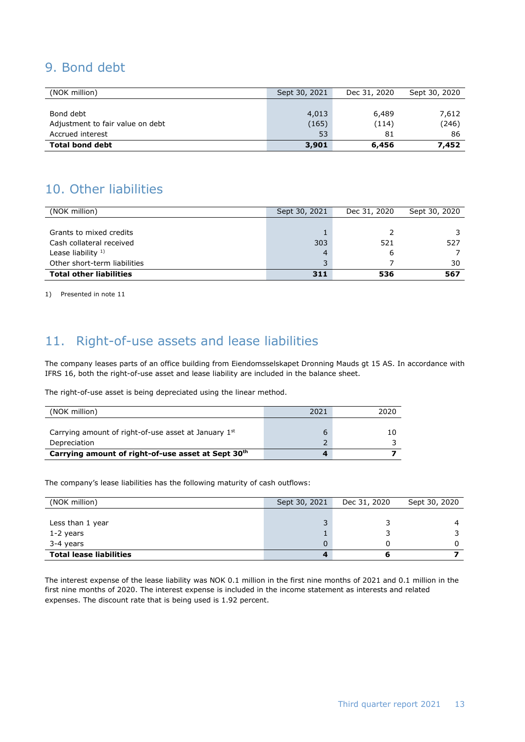## 9. Bond debt

| (NOK million) | Sept 30, 2021 | Dec 31, 2020 | Sept 30, 2020 |
|---|---|---|---|
| Bond debt | 4,013 | 6,489 | 7,612 |
| Adjustment to fair value on debt | (165) | (114) | (246) |
| Accrued interest | 53 | 81 | 86 |
| **Total bond debt** | **3,901** | **6,456** | **7,452** |

## 10. Other liabilities

| (NOK million) | Sept 30, 2021 | Dec 31, 2020 | Sept 30, 2020 |
|---|---|---|---|
| Grants to mixed credits | 1 | 2 | 3 |
| Cash collateral received | 303 | 521 | 527 |
| Lease liability [1] | 4 | 6 | 7 |
| Other short-term liabilities | 3 | 7 | 30 |
| **Total other liabilities** | **311** | **536** | **567** |

1) Presented in note 11

## 11. Right-of-use assets and lease liabilities

The company leases parts of an office building from Eiendomsselskapet Dronning Mauds gt 15 AS. In accordance with IFRS 16, both the right-of-use asset and lease liability are included in the balance sheet.

The right-of-use asset is being depreciated using the linear method.

| (NOK million) | 2021 | 2020 |
|---|---|---|
| Carrying amount of right-of-use asset at January 1st | 6 | 10 |
| Depreciation | 2 | 3 |
| **Carrying amount of right-of-use asset at Sept 30th** | **4** | **7** |

The company's lease liabilities has the following maturity of cash outflows:

| (NOK million) | Sept 30, 2021 | Dec 31, 2020 | Sept 30, 2020 |
|---|---|---|---|
| Less than 1 year | 3 | 3 | 4 |
| 1-2 years | 1 | 3 | 3 |
| 3-4 years | 0 | 0 | 0 |
| **Total lease liabilities** | **4** | **6** | **7** |

The interest expense of the lease liability was NOK 0.1 million in the first nine months of 2021 and 0.1 million in the first nine months of 2020. The interest expense is included in the income statement as interests and related expenses. The discount rate that is being used is 1.92 percent.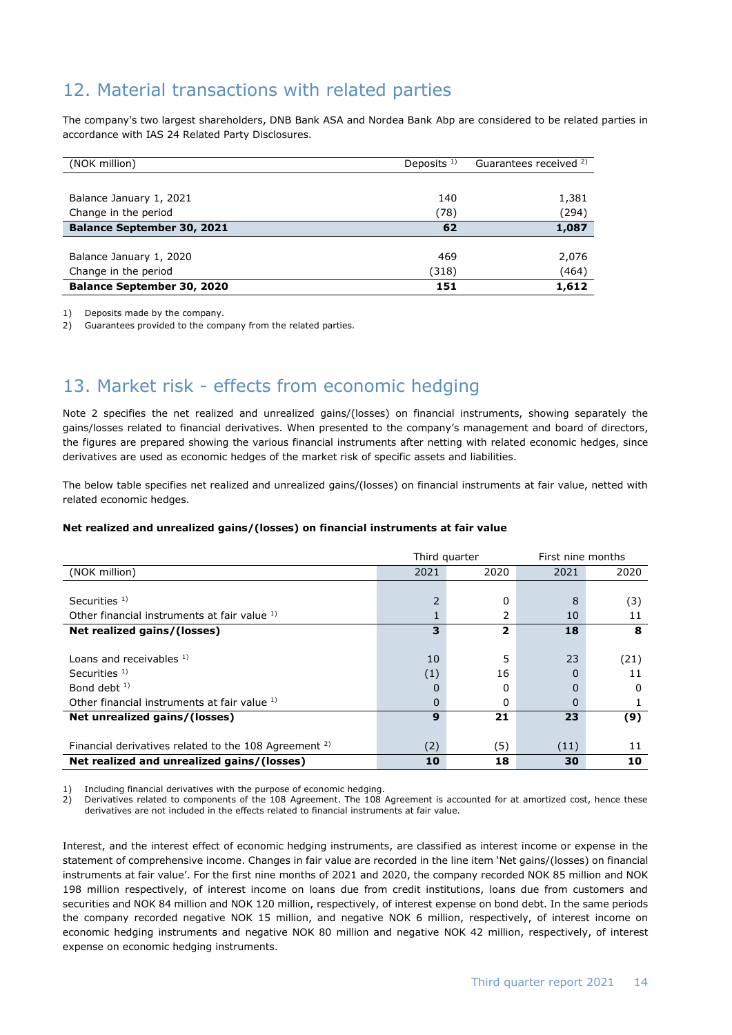## 12. Material transactions with related parties

The company's two largest shareholders, DNB Bank ASA and Nordea Bank Abp are considered to be related parties in accordance with IAS 24 Related Party Disclosures.

| (NOK million) | Deposits [1] | Guarantees received [2] |
|---|---|---|
| Balance January 1, 2021 | 140 | 1,381 |
| Change in the period | (78) | (294) |
| **Balance September 30, 2021** | **62** | **1,087** |
| Balance January 1, 2020 | 469 | 2,076 |
| Change in the period | (318) | (464) |
| **Balance September 30, 2020** | **151** | **1,612** |

1) Deposits made by the company.
2) Guarantees provided to the company from the related parties.

## 13. Market risk - effects from economic hedging

Note 2 specifies the net realized and unrealized gains/(losses) on financial instruments, showing separately the gains/losses related to financial derivatives. When presented to the company's management and board of directors, the figures are prepared showing the various financial instruments after netting with related economic hedges, since derivatives are used as economic hedges of the market risk of specific assets and liabilities.

The below table specifies net realized and unrealized gains/(losses) on financial instruments at fair value, netted with related economic hedges.

**Net realized and unrealized gains/(losses) on financial instruments at fair value**

| | Third quarter | | First nine months | |
|---|---|---|---|---|
| (NOK million) | 2021 | 2020 | 2021 | 2020 |
| Securities [1] | 2 | 0 | 8 | (3) |
| Other financial instruments at fair value [1] | 1 | 2 | 10 | 11 |
| **Net realized gains/(losses)** | **3** | **2** | **18** | **8** |
| Loans and receivables [1] | 10 | 5 | 23 | (21) |
| Securities [1] | (1) | 16 | 0 | 11 |
| Bond debt [1] | 0 | 0 | 0 | 0 |
| Other financial instruments at fair value [1] | 0 | 0 | 0 | 1 |
| **Net unrealized gains/(losses)** | **9** | **21** | **23** | **(9)** |
| Financial derivatives related to the 108 Agreement [2] | (2) | (5) | (11) | 11 |
| **Net realized and unrealized gains/(losses)** | **10** | **18** | **30** | **10** |

1) Including financial derivatives with the purpose of economic hedging.
2) Derivatives related to components of the 108 Agreement. The 108 Agreement is accounted for at amortized cost, hence these derivatives are not included in the effects related to financial instruments at fair value.

Interest, and the interest effect of economic hedging instruments, are classified as interest income or expense in the statement of comprehensive income. Changes in fair value are recorded in the line item 'Net gains/(losses) on financial instruments at fair value'. For the first nine months of 2021 and 2020, the company recorded NOK 85 million and NOK 198 million respectively, of interest income on loans due from credit institutions, loans due from customers and securities and NOK 84 million and NOK 120 million, respectively, of interest expense on bond debt. In the same periods the company recorded negative NOK 15 million, and negative NOK 6 million, respectively, of interest income on economic hedging instruments and negative NOK 80 million and negative NOK 42 million, respectively, of interest expense on economic hedging instruments.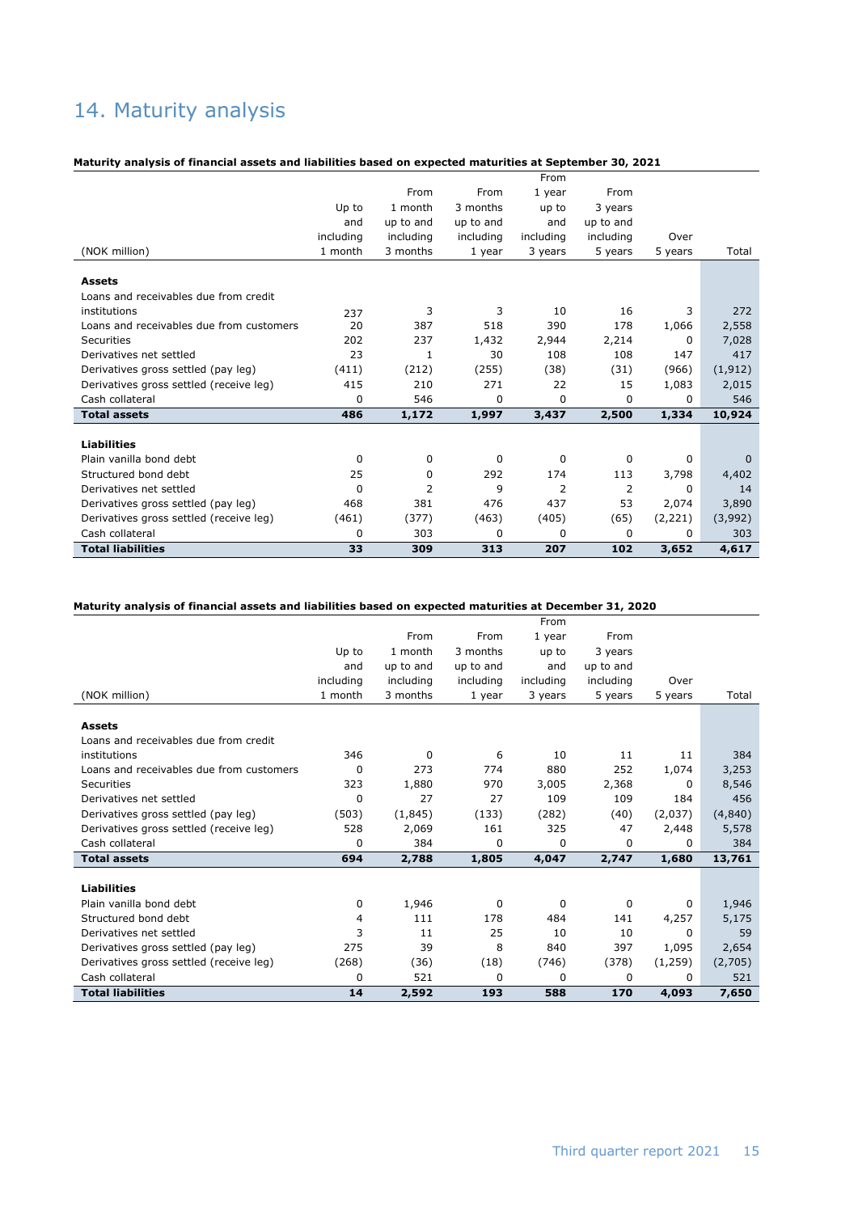# 14. Maturity analysis

**Maturity analysis of financial assets and liabilities based on expected maturities at September 30, 2021**

| (NOK million) | Up to and including 1 month | From 1 month up to and including 3 months | From 3 months up to and including 1 year | From 1 year up to and including 3 years | From 3 years up to and including 5 years | Over 5 years | Total |
|---|---|---|---|---|---|---|---|
| **Assets** | | | | | | | |
| Loans and receivables due from credit institutions | 237 | 3 | 3 | 10 | 16 | 3 | 272 |
| Loans and receivables due from customers | 20 | 387 | 518 | 390 | 178 | 1,066 | 2,558 |
| Securities | 202 | 237 | 1,432 | 2,944 | 2,214 | 0 | 7,028 |
| Derivatives net settled | 23 | 1 | 30 | 108 | 108 | 147 | 417 |
| Derivatives gross settled (pay leg) | (411) | (212) | (255) | (38) | (31) | (966) | (1,912) |
| Derivatives gross settled (receive leg) | 415 | 210 | 271 | 22 | 15 | 1,083 | 2,015 |
| Cash collateral | 0 | 546 | 0 | 0 | 0 | 0 | 546 |
| **Total assets** | **486** | **1,172** | **1,997** | **3,437** | **2,500** | **1,334** | **10,924** |
| **Liabilities** | | | | | | | |
| Plain vanilla bond debt | 0 | 0 | 0 | 0 | 0 | 0 | 0 |
| Structured bond debt | 25 | 0 | 292 | 174 | 113 | 3,798 | 4,402 |
| Derivatives net settled | 0 | 2 | 9 | 2 | 2 | 0 | 14 |
| Derivatives gross settled (pay leg) | 468 | 381 | 476 | 437 | 53 | 2,074 | 3,890 |
| Derivatives gross settled (receive leg) | (461) | (377) | (463) | (405) | (65) | (2,221) | (3,992) |
| Cash collateral | 0 | 303 | 0 | 0 | 0 | 0 | 303 |
| **Total liabilities** | **33** | **309** | **313** | **207** | **102** | **3,652** | **4,617** |

**Maturity analysis of financial assets and liabilities based on expected maturities at December 31, 2020**

| (NOK million) | Up to and including 1 month | From 1 month up to and including 3 months | From 3 months up to and including 1 year | From 1 year up to and including 3 years | From 3 years up to and including 5 years | Over 5 years | Total |
|---|---|---|---|---|---|---|---|
| **Assets** | | | | | | | |
| Loans and receivables due from credit institutions | 346 | 0 | 6 | 10 | 11 | 11 | 384 |
| Loans and receivables due from customers | 0 | 273 | 774 | 880 | 252 | 1,074 | 3,253 |
| Securities | 323 | 1,880 | 970 | 3,005 | 2,368 | 0 | 8,546 |
| Derivatives net settled | 0 | 27 | 27 | 109 | 109 | 184 | 456 |
| Derivatives gross settled (pay leg) | (503) | (1,845) | (133) | (282) | (40) | (2,037) | (4,840) |
| Derivatives gross settled (receive leg) | 528 | 2,069 | 161 | 325 | 47 | 2,448 | 5,578 |
| Cash collateral | 0 | 384 | 0 | 0 | 0 | 0 | 384 |
| **Total assets** | **694** | **2,788** | **1,805** | **4,047** | **2,747** | **1,680** | **13,761** |
| **Liabilities** | | | | | | | |
| Plain vanilla bond debt | 0 | 1,946 | 0 | 0 | 0 | 0 | 1,946 |
| Structured bond debt | 4 | 111 | 178 | 484 | 141 | 4,257 | 5,175 |
| Derivatives net settled | 3 | 11 | 25 | 10 | 10 | 0 | 59 |
| Derivatives gross settled (pay leg) | 275 | 39 | 8 | 840 | 397 | 1,095 | 2,654 |
| Derivatives gross settled (receive leg) | (268) | (36) | (18) | (746) | (378) | (1,259) | (2,705) |
| Cash collateral | 0 | 521 | 0 | 0 | 0 | 0 | 521 |
| **Total liabilities** | **14** | **2,592** | **193** | **588** | **170** | **4,093** | **7,650** |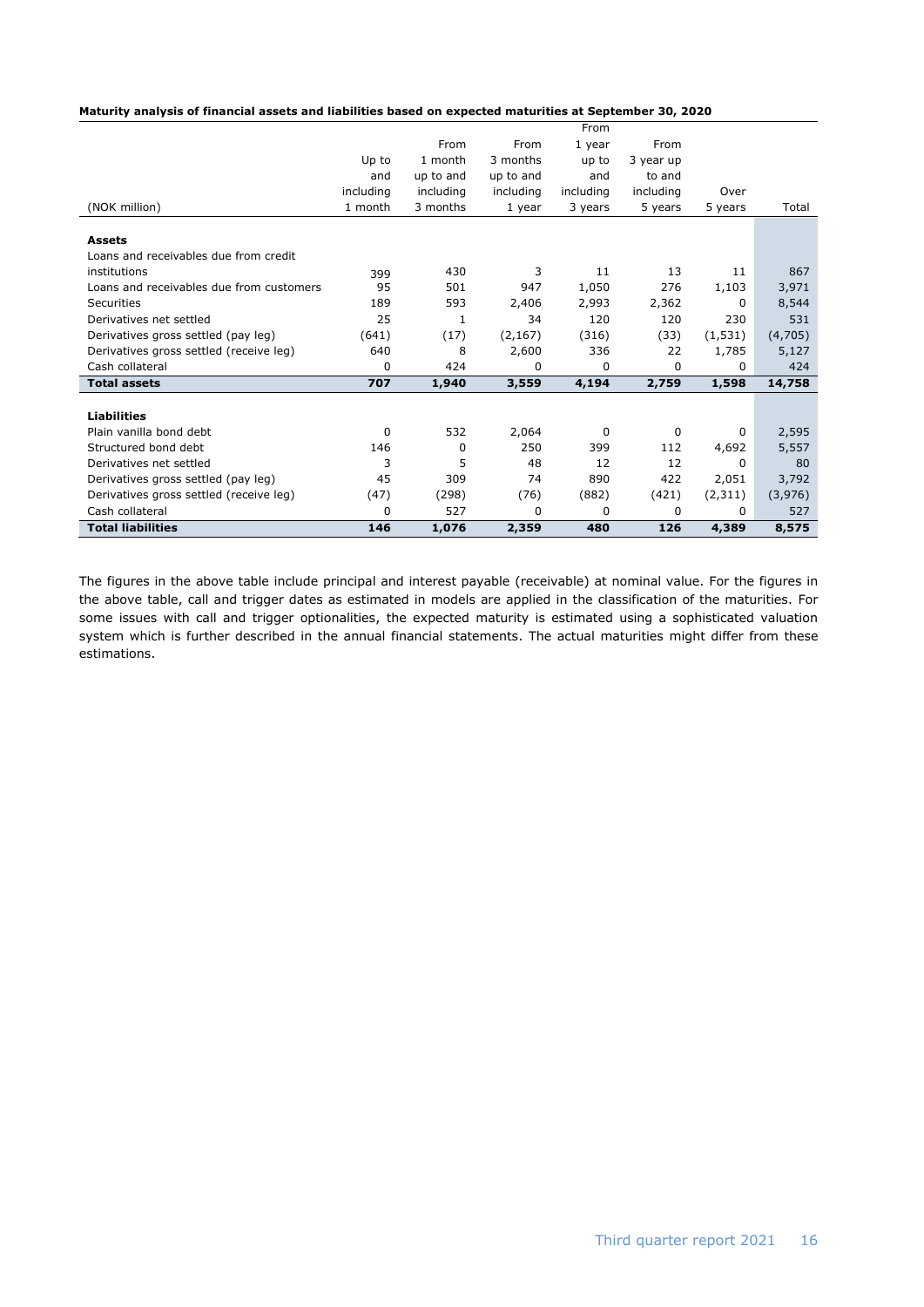**Maturity analysis of financial assets and liabilities based on expected maturities at September 30, 2020**

| (NOK million) | Up to and including 1 month | From 1 month up to and including 3 months | From 3 months up to and including 1 year | From 1 year up to and including 3 years | From 3 year up to and including 5 years | Over 5 years | Total |
|---|---|---|---|---|---|---|---|
| **Assets** | | | | | | | |
| Loans and receivables due from credit institutions | 399 | 430 | 3 | 11 | 13 | 11 | 867 |
| Loans and receivables due from customers | 95 | 501 | 947 | 1,050 | 276 | 1,103 | 3,971 |
| Securities | 189 | 593 | 2,406 | 2,993 | 2,362 | 0 | 8,544 |
| Derivatives net settled | 25 | 1 | 34 | 120 | 120 | 230 | 531 |
| Derivatives gross settled (pay leg) | (641) | (17) | (2,167) | (316) | (33) | (1,531) | (4,705) |
| Derivatives gross settled (receive leg) | 640 | 8 | 2,600 | 336 | 22 | 1,785 | 5,127 |
| Cash collateral | 0 | 424 | 0 | 0 | 0 | 0 | 424 |
| **Total assets** | **707** | **1,940** | **3,559** | **4,194** | **2,759** | **1,598** | **14,758** |
| | | | | | | | |
| **Liabilities** | | | | | | | |
| Plain vanilla bond debt | 0 | 532 | 2,064 | 0 | 0 | 0 | 2,595 |
| Structured bond debt | 146 | 0 | 250 | 399 | 112 | 4,692 | 5,557 |
| Derivatives net settled | 3 | 5 | 48 | 12 | 12 | 0 | 80 |
| Derivatives gross settled (pay leg) | 45 | 309 | 74 | 890 | 422 | 2,051 | 3,792 |
| Derivatives gross settled (receive leg) | (47) | (298) | (76) | (882) | (421) | (2,311) | (3,976) |
| Cash collateral | 0 | 527 | 0 | 0 | 0 | 0 | 527 |
| **Total liabilities** | **146** | **1,076** | **2,359** | **480** | **126** | **4,389** | **8,575** |

The figures in the above table include principal and interest payable (receivable) at nominal value. For the figures in the above table, call and trigger dates as estimated in models are applied in the classification of the maturities. For some issues with call and trigger optionalities, the expected maturity is estimated using a sophisticated valuation system which is further described in the annual financial statements. The actual maturities might differ from these estimations.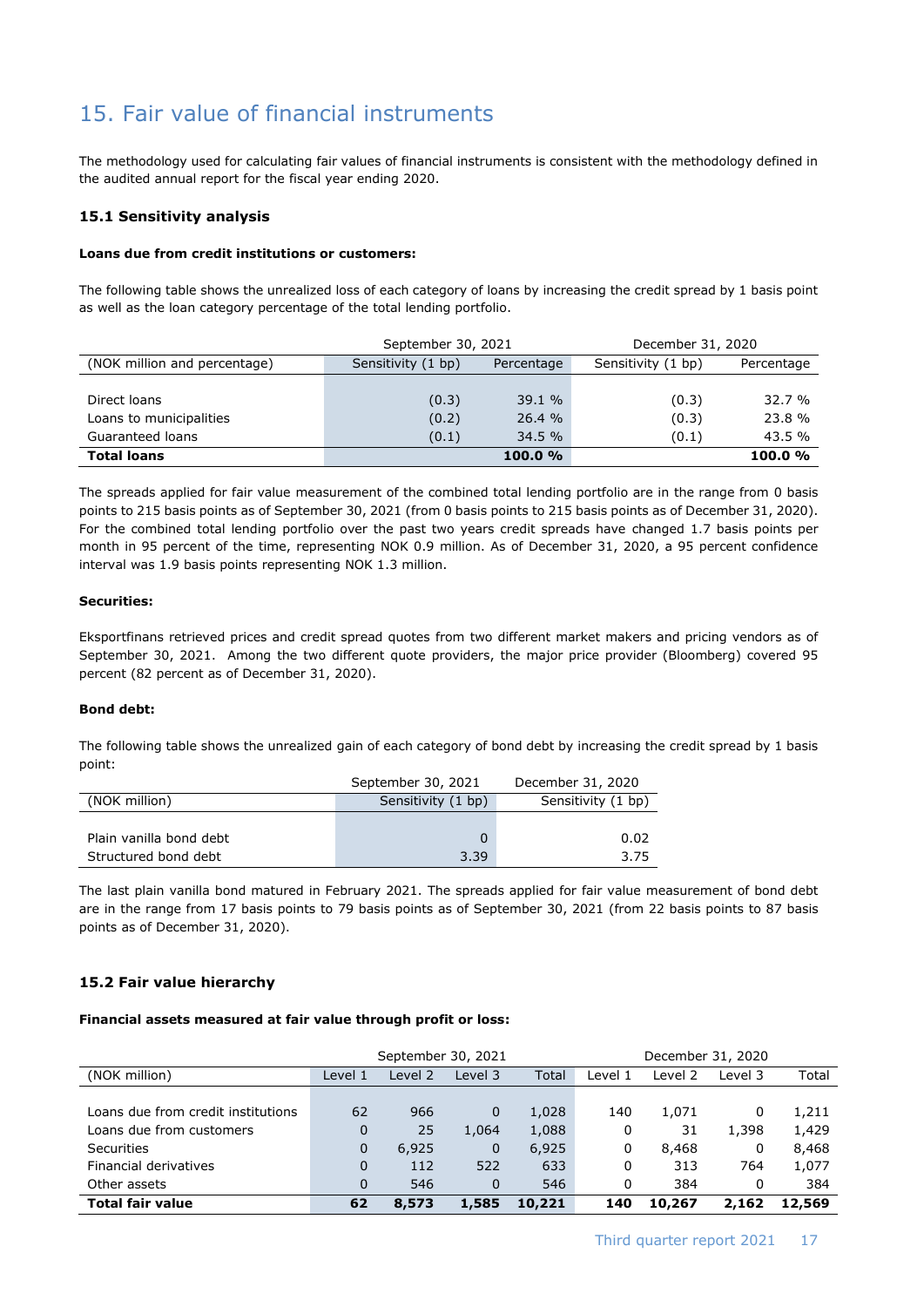# 15. Fair value of financial instruments

The methodology used for calculating fair values of financial instruments is consistent with the methodology defined in the audited annual report for the fiscal year ending 2020.

### 15.1 Sensitivity analysis

**Loans due from credit institutions or customers:**

The following table shows the unrealized loss of each category of loans by increasing the credit spread by 1 basis point as well as the loan category percentage of the total lending portfolio.

| | September 30, 2021 | | December 31, 2020 | |
|---|---|---|---|---|
| (NOK million and percentage) | Sensitivity (1 bp) | Percentage | Sensitivity (1 bp) | Percentage |
| Direct loans | (0.3) | 39.1 % | (0.3) | 32.7 % |
| Loans to municipalities | (0.2) | 26.4 % | (0.3) | 23.8 % |
| Guaranteed loans | (0.1) | 34.5 % | (0.1) | 43.5 % |
| **Total loans** | | **100.0 %** | | **100.0 %** |

The spreads applied for fair value measurement of the combined total lending portfolio are in the range from 0 basis points to 215 basis points as of September 30, 2021 (from 0 basis points to 215 basis points as of December 31, 2020). For the combined total lending portfolio over the past two years credit spreads have changed 1.7 basis points per month in 95 percent of the time, representing NOK 0.9 million. As of December 31, 2020, a 95 percent confidence interval was 1.9 basis points representing NOK 1.3 million.

**Securities:**

Eksportfinans retrieved prices and credit spread quotes from two different market makers and pricing vendors as of September 30, 2021. Among the two different quote providers, the major price provider (Bloomberg) covered 95 percent (82 percent as of December 31, 2020).

**Bond debt:**

The following table shows the unrealized gain of each category of bond debt by increasing the credit spread by 1 basis point:

| | September 30, 2021 | December 31, 2020 |
|---|---|---|
| (NOK million) | Sensitivity (1 bp) | Sensitivity (1 bp) |
| Plain vanilla bond debt | 0 | 0.02 |
| Structured bond debt | 3.39 | 3.75 |

The last plain vanilla bond matured in February 2021. The spreads applied for fair value measurement of bond debt are in the range from 17 basis points to 79 basis points as of September 30, 2021 (from 22 basis points to 87 basis points as of December 31, 2020).

### 15.2 Fair value hierarchy

**Financial assets measured at fair value through profit or loss:**

| | September 30, 2021 | | | | December 31, 2020 | | | |
|---|---|---|---|---|---|---|---|---|
| (NOK million) | Level 1 | Level 2 | Level 3 | Total | Level 1 | Level 2 | Level 3 | Total |
| Loans due from credit institutions | 62 | 966 | 0 | 1,028 | 140 | 1,071 | 0 | 1,211 |
| Loans due from customers | 0 | 25 | 1,064 | 1,088 | 0 | 31 | 1,398 | 1,429 |
| Securities | 0 | 6,925 | 0 | 6,925 | 0 | 8,468 | 0 | 8,468 |
| Financial derivatives | 0 | 112 | 522 | 633 | 0 | 313 | 764 | 1,077 |
| Other assets | 0 | 546 | 0 | 546 | 0 | 384 | 0 | 384 |
| **Total fair value** | **62** | **8,573** | **1,585** | **10,221** | **140** | **10,267** | **2,162** | **12,569** |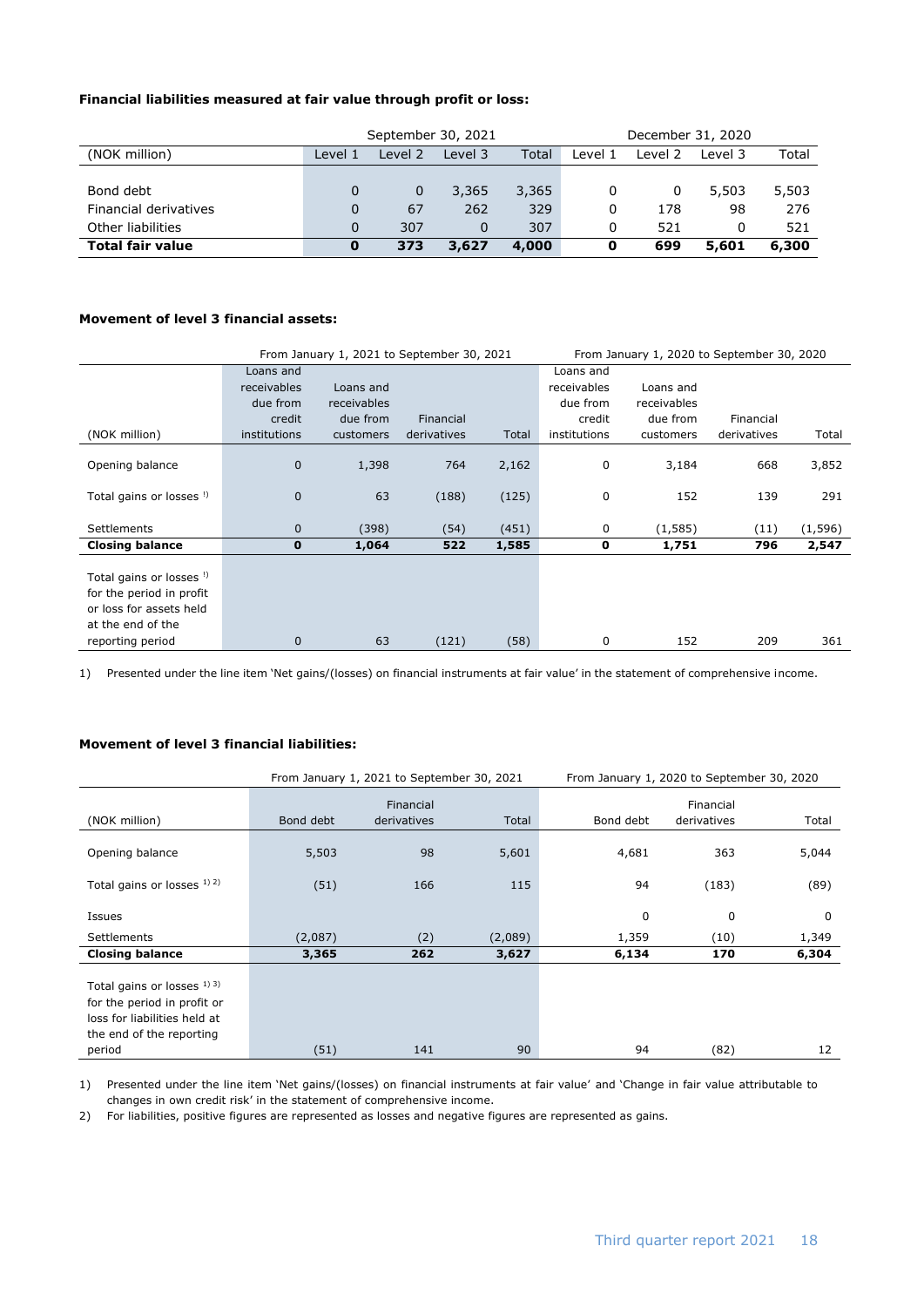**Financial liabilities measured at fair value through profit or loss:**

| | September 30, 2021 | | | | December 31, 2020 | | | |
|---|---|---|---|---|---|---|---|---|
| (NOK million) | Level 1 | Level 2 | Level 3 | Total | Level 1 | Level 2 | Level 3 | Total |
| Bond debt | 0 | 0 | 3,365 | 3,365 | 0 | 0 | 5,503 | 5,503 |
| Financial derivatives | 0 | 67 | 262 | 329 | 0 | 178 | 98 | 276 |
| Other liabilities | 0 | 307 | 0 | 307 | 0 | 521 | 0 | 521 |
| **Total fair value** | **0** | **373** | **3,627** | **4,000** | **0** | **699** | **5,601** | **6,300** |

**Movement of level 3 financial assets:**

| | From January 1, 2021 to September 30, 2021 | | | | From January 1, 2020 to September 30, 2020 | | | |
|---|---|---|---|---|---|---|---|---|
| (NOK million) | Loans and receivables due from credit institutions | Loans and receivables due from customers | Financial derivatives | Total | Loans and receivables due from credit institutions | Loans and receivables due from customers | Financial derivatives | Total |
| Opening balance | 0 | 1,398 | 764 | 2,162 | 0 | 3,184 | 668 | 3,852 |
| Total gains or losses [1] | 0 | 63 | (188) | (125) | 0 | 152 | 139 | 291 |
| Settlements | 0 | (398) | (54) | (451) | 0 | (1,585) | (11) | (1,596) |
| **Closing balance** | **0** | **1,064** | **522** | **1,585** | **0** | **1,751** | **796** | **2,547** |
| Total gains or losses [1] for the period in profit or loss for assets held at the end of the reporting period | 0 | 63 | (121) | (58) | 0 | 152 | 209 | 361 |

1) Presented under the line item 'Net gains/(losses) on financial instruments at fair value' in the statement of comprehensive income.

**Movement of level 3 financial liabilities:**

| | From January 1, 2021 to September 30, 2021 | | | From January 1, 2020 to September 30, 2020 | | |
|---|---|---|---|---|---|---|
| (NOK million) | Bond debt | Financial derivatives | Total | Bond debt | Financial derivatives | Total |
| Opening balance | 5,503 | 98 | 5,601 | 4,681 | 363 | 5,044 |
| Total gains or losses [1) 2)] | (51) | 166 | 115 | 94 | (183) | (89) |
| Issues | | | | 0 | 0 | 0 |
| Settlements | (2,087) | (2) | (2,089) | 1,359 | (10) | 1,349 |
| **Closing balance** | **3,365** | **262** | **3,627** | **6,134** | **170** | **6,304** |
| Total gains or losses [1) 3)] for the period in profit or loss for liabilities held at the end of the reporting period | (51) | 141 | 90 | 94 | (82) | 12 |

1) Presented under the line item 'Net gains/(losses) on financial instruments at fair value' and 'Change in fair value attributable to changes in own credit risk' in the statement of comprehensive income.

2) For liabilities, positive figures are represented as losses and negative figures are represented as gains.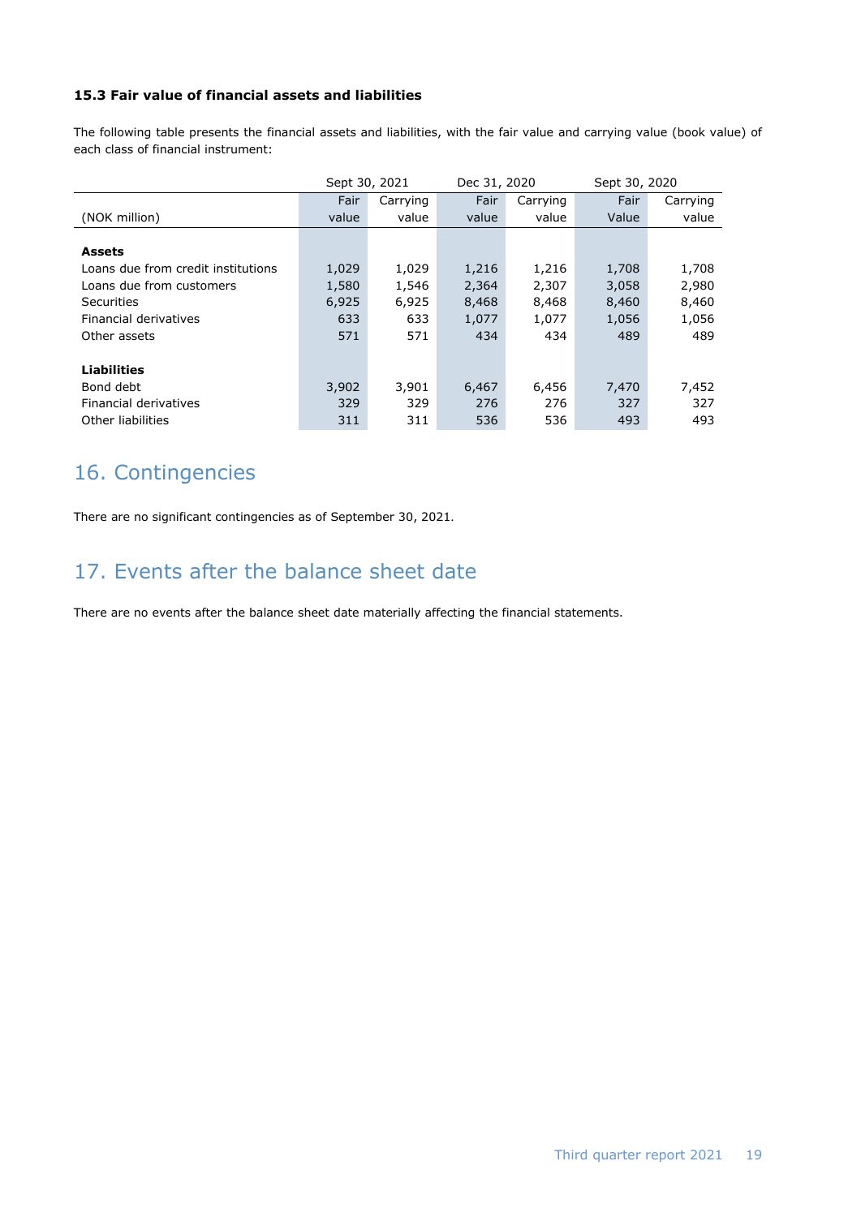### 15.3 Fair value of financial assets and liabilities

The following table presents the financial assets and liabilities, with the fair value and carrying value (book value) of each class of financial instrument:

| | Sept 30, 2021 | | Dec 31, 2020 | | Sept 30, 2020 | |
|---|---|---|---|---|---|---|
| (NOK million) | Fair value | Carrying value | Fair value | Carrying value | Fair Value | Carrying value |
| **Assets** | | | | | | |
| Loans due from credit institutions | 1,029 | 1,029 | 1,216 | 1,216 | 1,708 | 1,708 |
| Loans due from customers | 1,580 | 1,546 | 2,364 | 2,307 | 3,058 | 2,980 |
| Securities | 6,925 | 6,925 | 8,468 | 8,468 | 8,460 | 8,460 |
| Financial derivatives | 633 | 633 | 1,077 | 1,077 | 1,056 | 1,056 |
| Other assets | 571 | 571 | 434 | 434 | 489 | 489 |
| **Liabilities** | | | | | | |
| Bond debt | 3,902 | 3,901 | 6,467 | 6,456 | 7,470 | 7,452 |
| Financial derivatives | 329 | 329 | 276 | 276 | 327 | 327 |
| Other liabilities | 311 | 311 | 536 | 536 | 493 | 493 |

## 16. Contingencies

There are no significant contingencies as of September 30, 2021.

## 17. Events after the balance sheet date

There are no events after the balance sheet date materially affecting the financial statements.